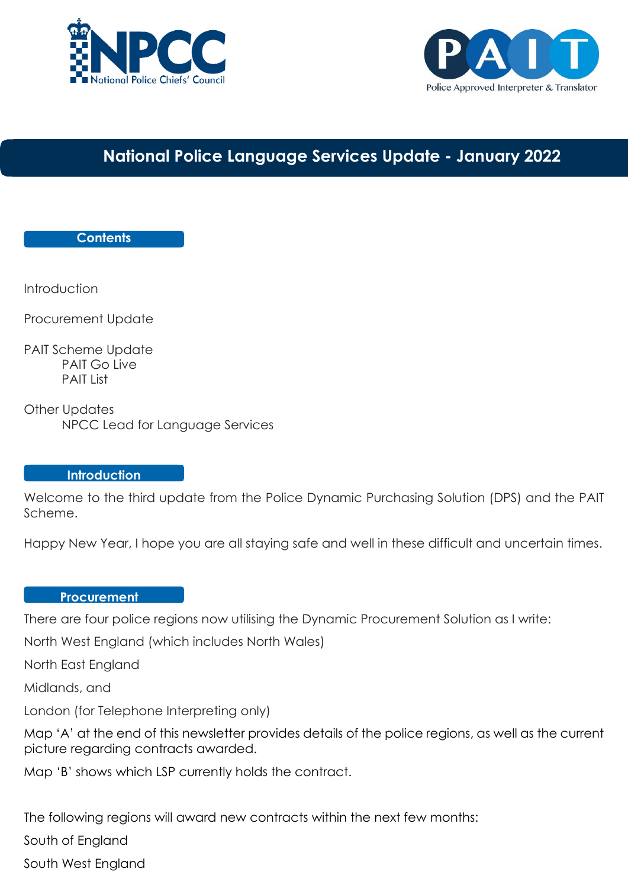NPCC National Police Chiefs' Council

PAIT Police Approved Interpreter & Translator

# National Police Language Services Update - January 2022

## Contents

Introduction

Procurement Update

PAIT Scheme Update
- PAIT Go Live
- PAIT List

Other Updates
- NPCC Lead for Language Services

## Introduction

Welcome to the third update from the Police Dynamic Purchasing Solution (DPS) and the PAIT Scheme.

Happy New Year, I hope you are all staying safe and well in these difficult and uncertain times.

## Procurement

There are four police regions now utilising the Dynamic Procurement Solution as I write:

North West England (which includes North Wales)

North East England

Midlands, and

London (for Telephone Interpreting only)

Map 'A' at the end of this newsletter provides details of the police regions, as well as the current picture regarding contracts awarded.

Map 'B' shows which LSP currently holds the contract.

The following regions will award new contracts within the next few months:

South of England

South West England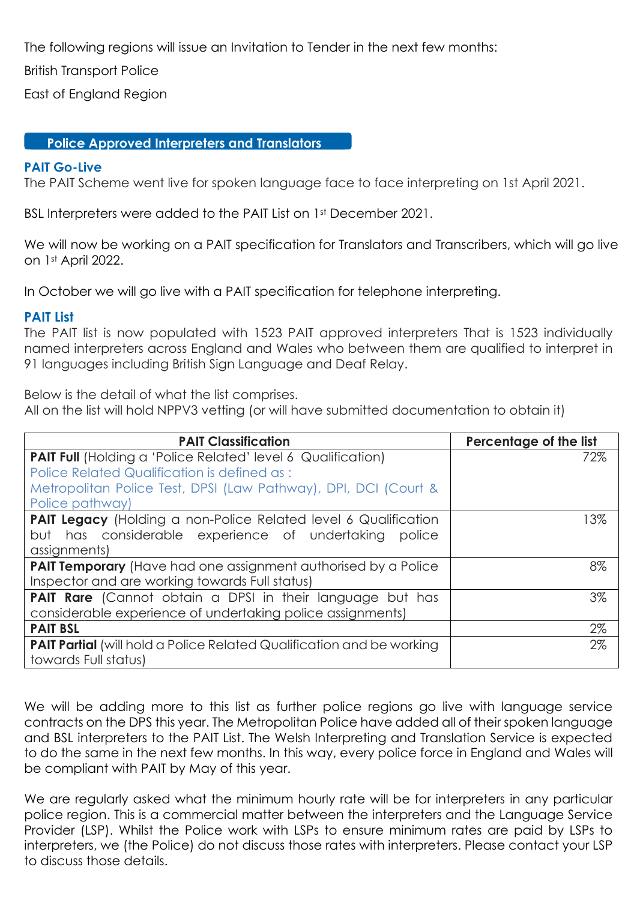The following regions will issue an Invitation to Tender in the next few months:

British Transport Police

East of England Region

## Police Approved Interpreters and Translators

### PAIT Go-Live

The PAIT Scheme went live for spoken language face to face interpreting on 1st April 2021.

BSL Interpreters were added to the PAIT List on 1st December 2021.

We will now be working on a PAIT specification for Translators and Transcribers, which will go live on 1st April 2022.

In October we will go live with a PAIT specification for telephone interpreting.

### PAIT List

The PAIT list is now populated with 1523 PAIT approved interpreters That is 1523 individually named interpreters across England and Wales who between them are qualified to interpret in 91 languages including British Sign Language and Deaf Relay.

Below is the detail of what the list comprises.
All on the list will hold NPPV3 vetting (or will have submitted documentation to obtain it)

| PAIT Classification | Percentage of the list |
|---|---|
| **PAIT Full** (Holding a 'Police Related' level 6 Qualification) Police Related Qualification is defined as : Metropolitan Police Test, DPSI (Law Pathway), DPI, DCI (Court & Police pathway) | 72% |
| **PAIT Legacy** (Holding a non-Police Related level 6 Qualification but has considerable experience of undertaking police assignments) | 13% |
| **PAIT Temporary** (Have had one assignment authorised by a Police Inspector and are working towards Full status) | 8% |
| **PAIT Rare** (Cannot obtain a DPSI in their language but has considerable experience of undertaking police assignments) | 3% |
| **PAIT BSL** | 2% |
| **PAIT Partial** (will hold a Police Related Qualification and be working towards Full status) | 2% |

We will be adding more to this list as further police regions go live with language service contracts on the DPS this year. The Metropolitan Police have added all of their spoken language and BSL interpreters to the PAIT List. The Welsh Interpreting and Translation Service is expected to do the same in the next few months. In this way, every police force in England and Wales will be compliant with PAIT by May of this year.

We are regularly asked what the minimum hourly rate will be for interpreters in any particular police region. This is a commercial matter between the interpreters and the Language Service Provider (LSP). Whilst the Police work with LSPs to ensure minimum rates are paid by LSPs to interpreters, we (the Police) do not discuss those rates with interpreters. Please contact your LSP to discuss those details.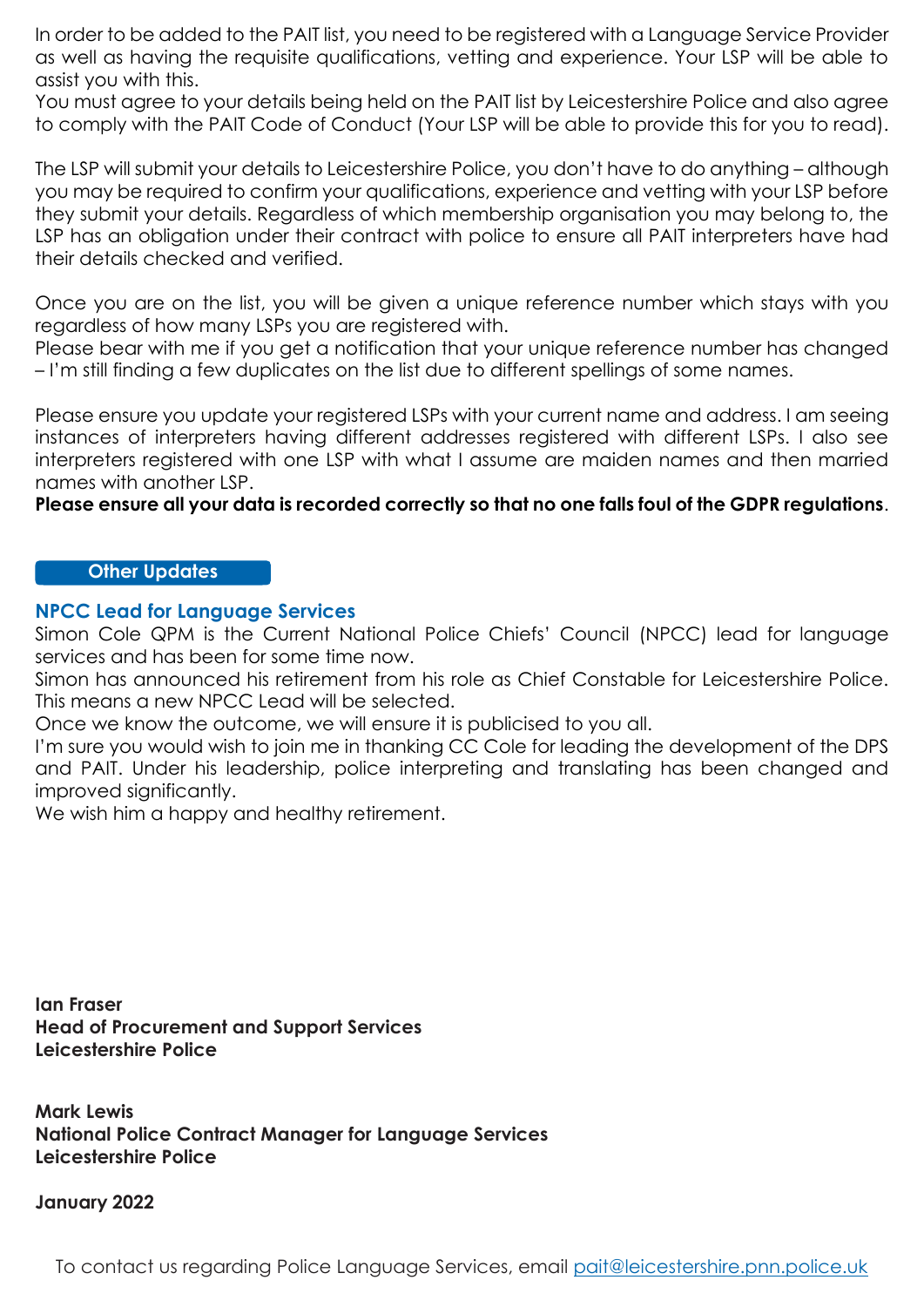In order to be added to the PAIT list, you need to be registered with a Language Service Provider as well as having the requisite qualifications, vetting and experience. Your LSP will be able to assist you with this.
You must agree to your details being held on the PAIT list by Leicestershire Police and also agree to comply with the PAIT Code of Conduct (Your LSP will be able to provide this for you to read).

The LSP will submit your details to Leicestershire Police, you don't have to do anything – although you may be required to confirm your qualifications, experience and vetting with your LSP before they submit your details. Regardless of which membership organisation you may belong to, the LSP has an obligation under their contract with police to ensure all PAIT interpreters have had their details checked and verified.

Once you are on the list, you will be given a unique reference number which stays with you regardless of how many LSPs you are registered with.
Please bear with me if you get a notification that your unique reference number has changed – I'm still finding a few duplicates on the list due to different spellings of some names.

Please ensure you update your registered LSPs with your current name and address. I am seeing instances of interpreters having different addresses registered with different LSPs. I also see interpreters registered with one LSP with what I assume are maiden names and then married names with another LSP.
**Please ensure all your data is recorded correctly so that no one falls foul of the GDPR regulations**.

## Other Updates

### NPCC Lead for Language Services

Simon Cole QPM is the Current National Police Chiefs' Council (NPCC) lead for language services and has been for some time now.
Simon has announced his retirement from his role as Chief Constable for Leicestershire Police. This means a new NPCC Lead will be selected.
Once we know the outcome, we will ensure it is publicised to you all.
I'm sure you would wish to join me in thanking CC Cole for leading the development of the DPS and PAIT. Under his leadership, police interpreting and translating has been changed and improved significantly.
We wish him a happy and healthy retirement.

**Ian Fraser**
**Head of Procurement and Support Services**
**Leicestershire Police**

**Mark Lewis**
**National Police Contract Manager for Language Services**
**Leicestershire Police**

**January 2022**

To contact us regarding Police Language Services, email pait@leicestershire.pnn.police.uk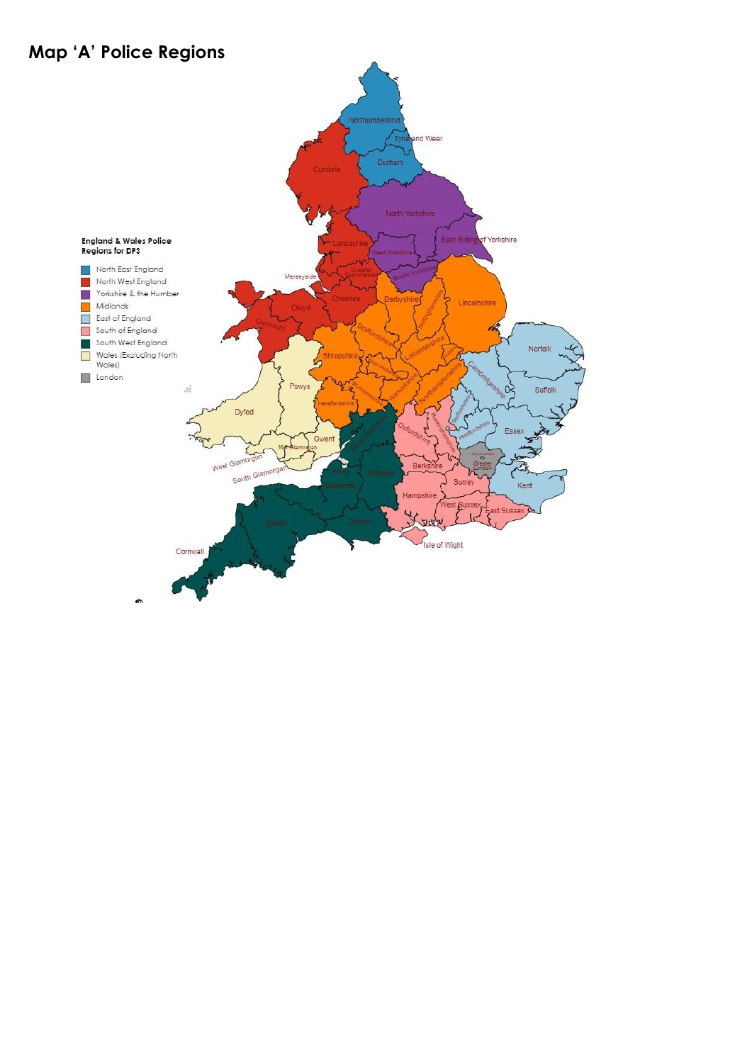# Map 'A' Police Regions

**England & Wales Police Regions for DPS**

- North East England
- North West England
- Yorkshire & the Humber
- Midlands
- East of England
- South of England
- South West England
- Wales (Excluding North Wales)
- London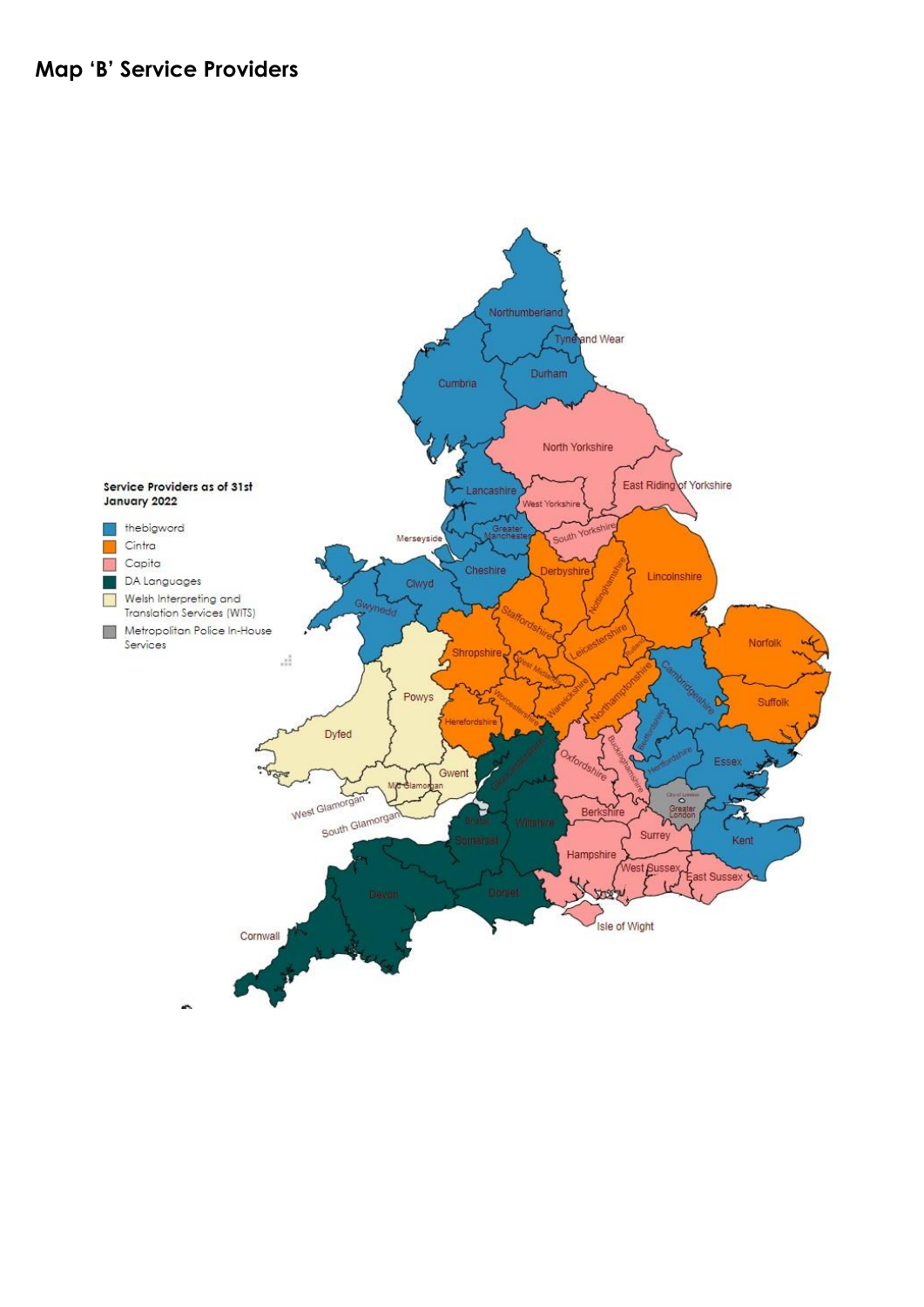## Map 'B' Service Providers

Service Providers as of 31st January 2022

- thebigword
- Cintra
- Capita
- DA Languages
- Welsh Interpreting and Translation Services (WITS)
- Metropolitan Police In-House Services

Northumberland
Tyne and Wear
Durham
Cumbria
North Yorkshire
East Riding of Yorkshire
Lancashire
West Yorkshire
Greater Manchester
Merseyside
South Yorkshire
Cheshire
Derbyshire
Nottinghamshire
Lincolnshire
Clwyd
Gwynedd
Staffordshire
Shropshire
Leicestershire
Rutland
Norfolk
West Midlands
Cambridgeshire
Northamptonshire
Powys
Warwickshire
Worcestershire
Suffolk
Herefordshire
Bedfordshire
Dyfed
Gloucestershire
Oxfordshire
Buckinghamshire
Hertfordshire
Essex
Gwent
Mid Glamorgan
West Glamorgan
South Glamorgan
City of London
Greater London
Bristol
Wiltshire
Berkshire
Somerset
Surrey
Kent
Hampshire
West Sussex
East Sussex
Devon
Dorset
Isle of Wight
Cornwall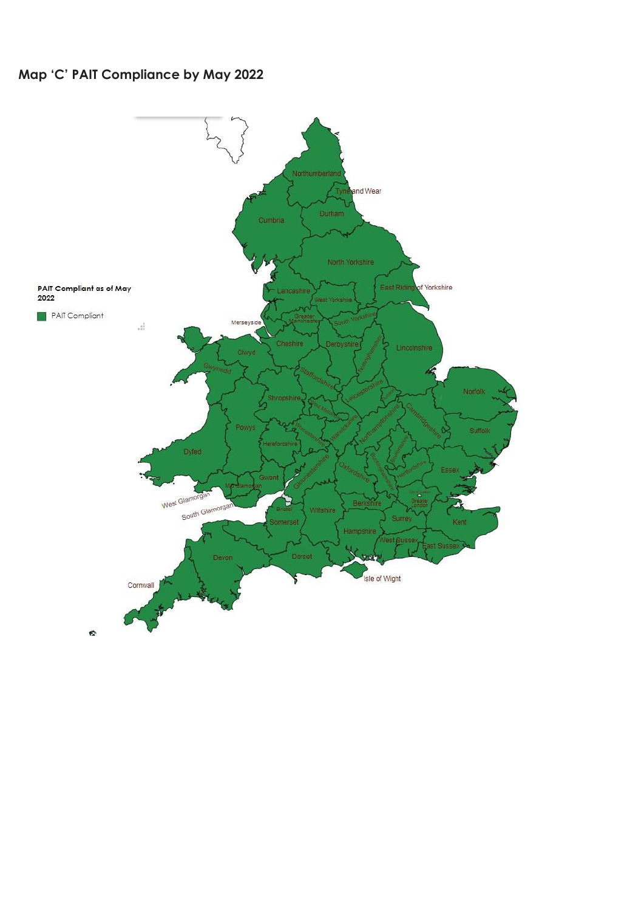## Map 'C' PAIT Compliance by May 2022

PAIT Compliant as of May 2022

PAIT Compliant

Northumberland
Tyne and Wear
Durham
Cumbria
North Yorkshire
East Riding of Yorkshire
Lancashire
West Yorkshire
Greater Manchester
South Yorkshire
Merseyside
Cheshire
Derbyshire
Nottinghamshire
Lincolnshire
Clwyd
Gwynedd
Staffordshire
Leicestershire
Rutland
Norfolk
Shropshire
West Midlands
Warwickshire
Northamptonshire
Cambridgeshire
Suffolk
Powys
Worcestershire
Herefordshire
Bedfordshire
Hertfordshire
Essex
Dyfed
Buckinghamshire
Gloucestershire
Oxfordshire
Gwent
Mid Glamorgan
West Glamorgan
South Glamorgan
City of London
Greater London
Bristol
Berkshire
Wiltshire
Somerset
Surrey
Kent
Hampshire
West Sussex
East Sussex
Devon
Dorset
Isle of Wight
Cornwall